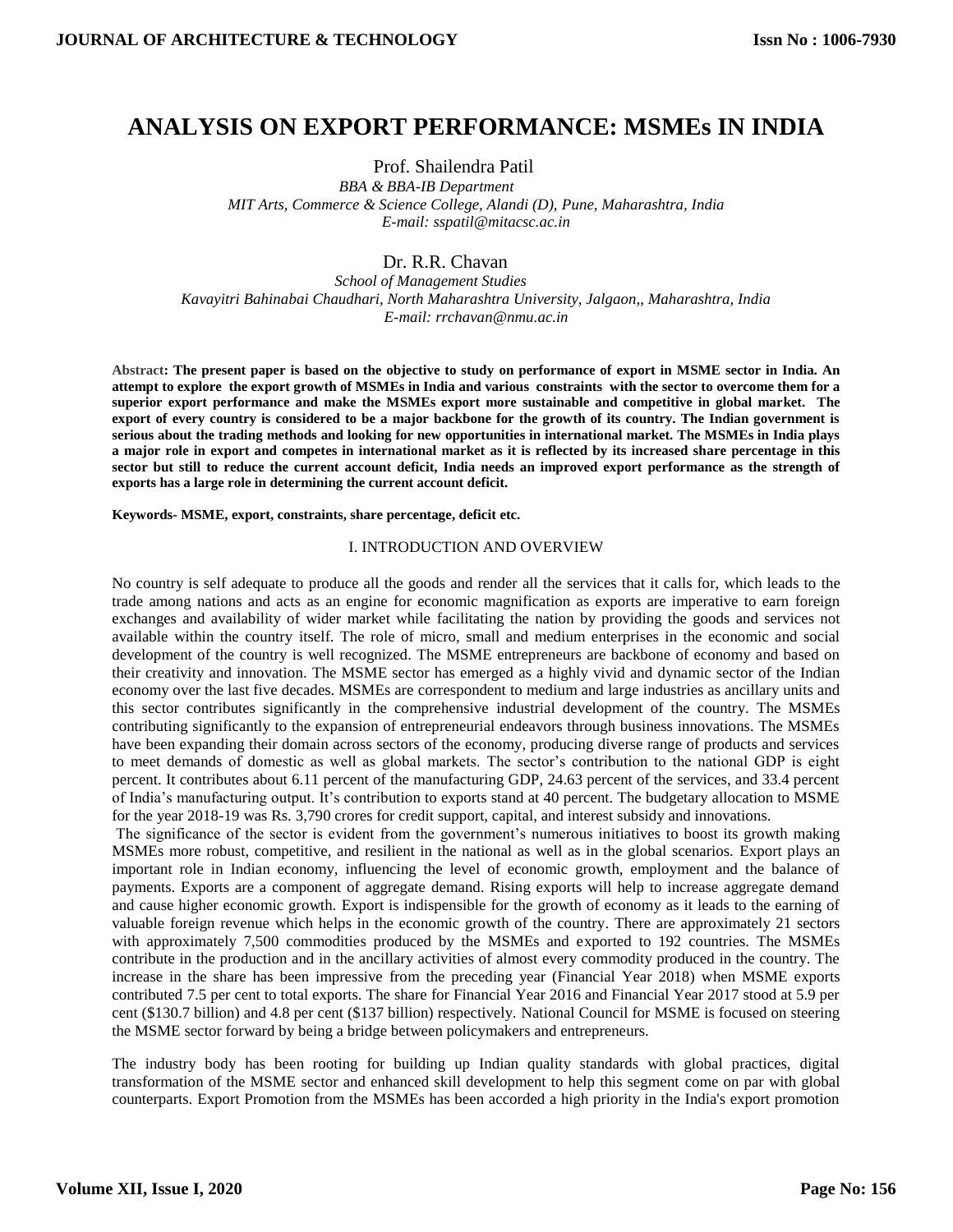# ANALYSIS ON EXPORT PERFORMANCE: MSMEs IN INDIA

Prof. Shailendra Patil

*BBA & BBA-IB Department*
*MIT Arts, Commerce & Science College, Alandi (D), Pune, Maharashtra, India*
*E-mail: sspatil@mitacsc.ac.in*

Dr. R.R. Chavan

*School of Management Studies*
*Kavayitri Bahinabai Chaudhari, North Maharashtra University, Jalgaon,, Maharashtra, India*
*E-mail: rrchavan@nmu.ac.in*

**Abstract: The present paper is based on the objective to study on performance of export in MSME sector in India. An attempt to explore the export growth of MSMEs in India and various constraints with the sector to overcome them for a superior export performance and make the MSMEs export more sustainable and competitive in global market. The export of every country is considered to be a major backbone for the growth of its country. The Indian government is serious about the trading methods and looking for new opportunities in international market. The MSMEs in India plays a major role in export and competes in international market as it is reflected by its increased share percentage in this sector but still to reduce the current account deficit, India needs an improved export performance as the strength of exports has a large role in determining the current account deficit.**

**Keywords- MSME, export, constraints, share percentage, deficit etc.**

## I. INTRODUCTION AND OVERVIEW

No country is self adequate to produce all the goods and render all the services that it calls for, which leads to the trade among nations and acts as an engine for economic magnification as exports are imperative to earn foreign exchanges and availability of wider market while facilitating the nation by providing the goods and services not available within the country itself. The role of micro, small and medium enterprises in the economic and social development of the country is well recognized. The MSME entrepreneurs are backbone of economy and based on their creativity and innovation. The MSME sector has emerged as a highly vivid and dynamic sector of the Indian economy over the last five decades. MSMEs are correspondent to medium and large industries as ancillary units and this sector contributes significantly in the comprehensive industrial development of the country. The MSMEs contributing significantly to the expansion of entrepreneurial endeavors through business innovations. The MSMEs have been expanding their domain across sectors of the economy, producing diverse range of products and services to meet demands of domestic as well as global markets. The sector's contribution to the national GDP is eight percent. It contributes about 6.11 percent of the manufacturing GDP, 24.63 percent of the services, and 33.4 percent of India's manufacturing output. It's contribution to exports stand at 40 percent. The budgetary allocation to MSME for the year 2018-19 was Rs. 3,790 crores for credit support, capital, and interest subsidy and innovations.

The significance of the sector is evident from the government's numerous initiatives to boost its growth making MSMEs more robust, competitive, and resilient in the national as well as in the global scenarios. Export plays an important role in Indian economy, influencing the level of economic growth, employment and the balance of payments. Exports are a component of aggregate demand. Rising exports will help to increase aggregate demand and cause higher economic growth. Export is indispensible for the growth of economy as it leads to the earning of valuable foreign revenue which helps in the economic growth of the country. There are approximately 21 sectors with approximately 7,500 commodities produced by the MSMEs and exported to 192 countries. The MSMEs contribute in the production and in the ancillary activities of almost every commodity produced in the country. The increase in the share has been impressive from the preceding year (Financial Year 2018) when MSME exports contributed 7.5 per cent to total exports. The share for Financial Year 2016 and Financial Year 2017 stood at 5.9 per cent ($130.7 billion) and 4.8 per cent ($137 billion) respectively. National Council for MSME is focused on steering the MSME sector forward by being a bridge between policymakers and entrepreneurs.

The industry body has been rooting for building up Indian quality standards with global practices, digital transformation of the MSME sector and enhanced skill development to help this segment come on par with global counterparts. Export Promotion from the MSMEs has been accorded a high priority in the India's export promotion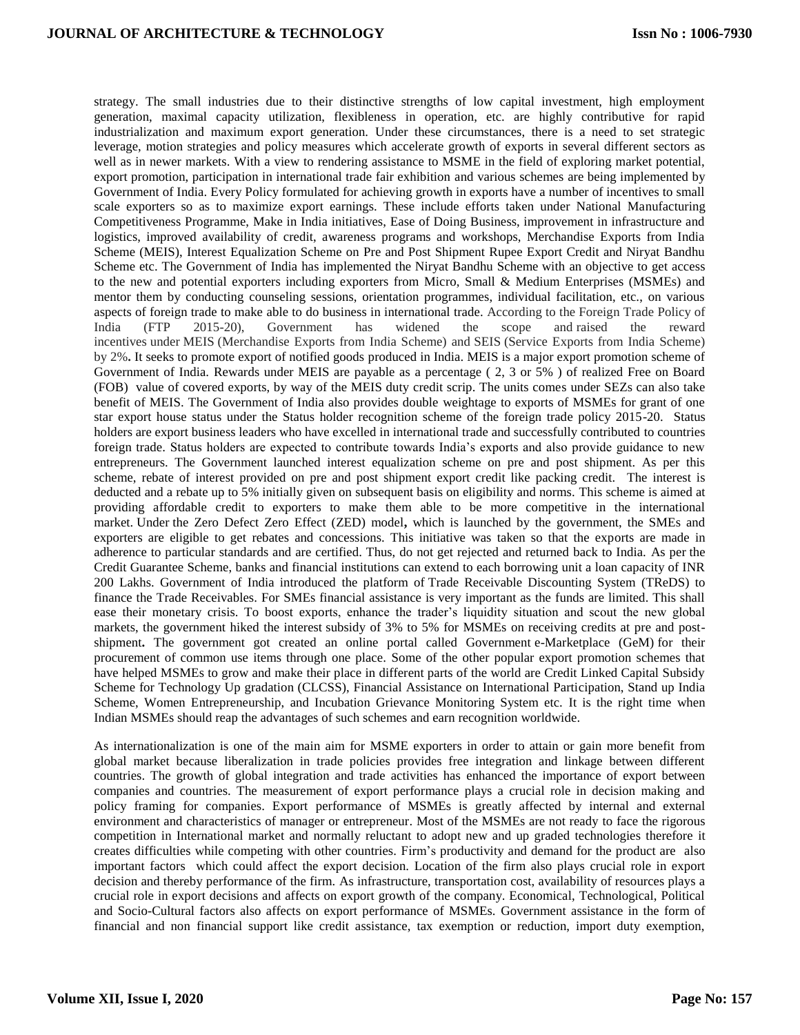strategy. The small industries due to their distinctive strengths of low capital investment, high employment generation, maximal capacity utilization, flexibleness in operation, etc. are highly contributive for rapid industrialization and maximum export generation. Under these circumstances, there is a need to set strategic leverage, motion strategies and policy measures which accelerate growth of exports in several different sectors as well as in newer markets. With a view to rendering assistance to MSME in the field of exploring market potential, export promotion, participation in international trade fair exhibition and various schemes are being implemented by Government of India. Every Policy formulated for achieving growth in exports have a number of incentives to small scale exporters so as to maximize export earnings. These include efforts taken under National Manufacturing Competitiveness Programme, Make in India initiatives, Ease of Doing Business, improvement in infrastructure and logistics, improved availability of credit, awareness programs and workshops, Merchandise Exports from India Scheme (MEIS), Interest Equalization Scheme on Pre and Post Shipment Rupee Export Credit and Niryat Bandhu Scheme etc. The Government of India has implemented the Niryat Bandhu Scheme with an objective to get access to the new and potential exporters including exporters from Micro, Small & Medium Enterprises (MSMEs) and mentor them by conducting counseling sessions, orientation programmes, individual facilitation, etc., on various aspects of foreign trade to make able to do business in international trade. According to the Foreign Trade Policy of India (FTP 2015-20), Government has widened the scope and raised the reward incentives under MEIS (Merchandise Exports from India Scheme) and SEIS (Service Exports from India Scheme) by 2%**.** It seeks to promote export of notified goods produced in India. MEIS is a major export promotion scheme of Government of India. Rewards under MEIS are payable as a percentage ( 2, 3 or 5% ) of realized Free on Board (FOB) value of covered exports, by way of the MEIS duty credit scrip. The units comes under SEZs can also take benefit of MEIS. The Government of India also provides double weightage to exports of MSMEs for grant of one star export house status under the Status holder recognition scheme of the foreign trade policy 2015-20. Status holders are export business leaders who have excelled in international trade and successfully contributed to countries foreign trade. Status holders are expected to contribute towards India's exports and also provide guidance to new entrepreneurs. The Government launched interest equalization scheme on pre and post shipment. As per this scheme, rebate of interest provided on pre and post shipment export credit like packing credit. The interest is deducted and a rebate up to 5% initially given on subsequent basis on eligibility and norms. This scheme is aimed at providing affordable credit to exporters to make them able to be more competitive in the international market. Under the Zero Defect Zero Effect (ZED) model**,** which is launched by the government, the SMEs and exporters are eligible to get rebates and concessions. This initiative was taken so that the exports are made in adherence to particular standards and are certified. Thus, do not get rejected and returned back to India. As per the Credit Guarantee Scheme, banks and financial institutions can extend to each borrowing unit a loan capacity of INR 200 Lakhs. Government of India introduced the platform of Trade Receivable Discounting System (TReDS) to finance the Trade Receivables. For SMEs financial assistance is very important as the funds are limited. This shall ease their monetary crisis. To boost exports, enhance the trader's liquidity situation and scout the new global markets, the government hiked the interest subsidy of 3% to 5% for MSMEs on receiving credits at pre and post-shipment**.** The government got created an online portal called Government e-Marketplace (GeM) for their procurement of common use items through one place. Some of the other popular export promotion schemes that have helped MSMEs to grow and make their place in different parts of the world are Credit Linked Capital Subsidy Scheme for Technology Up gradation (CLCSS), Financial Assistance on International Participation, Stand up India Scheme, Women Entrepreneurship, and Incubation Grievance Monitoring System etc. It is the right time when Indian MSMEs should reap the advantages of such schemes and earn recognition worldwide.

As internationalization is one of the main aim for MSME exporters in order to attain or gain more benefit from global market because liberalization in trade policies provides free integration and linkage between different countries. The growth of global integration and trade activities has enhanced the importance of export between companies and countries. The measurement of export performance plays a crucial role in decision making and policy framing for companies. Export performance of MSMEs is greatly affected by internal and external environment and characteristics of manager or entrepreneur. Most of the MSMEs are not ready to face the rigorous competition in International market and normally reluctant to adopt new and up graded technologies therefore it creates difficulties while competing with other countries. Firm's productivity and demand for the product are also important factors which could affect the export decision. Location of the firm also plays crucial role in export decision and thereby performance of the firm. As infrastructure, transportation cost, availability of resources plays a crucial role in export decisions and affects on export growth of the company. Economical, Technological, Political and Socio-Cultural factors also affects on export performance of MSMEs. Government assistance in the form of financial and non financial support like credit assistance, tax exemption or reduction, import duty exemption,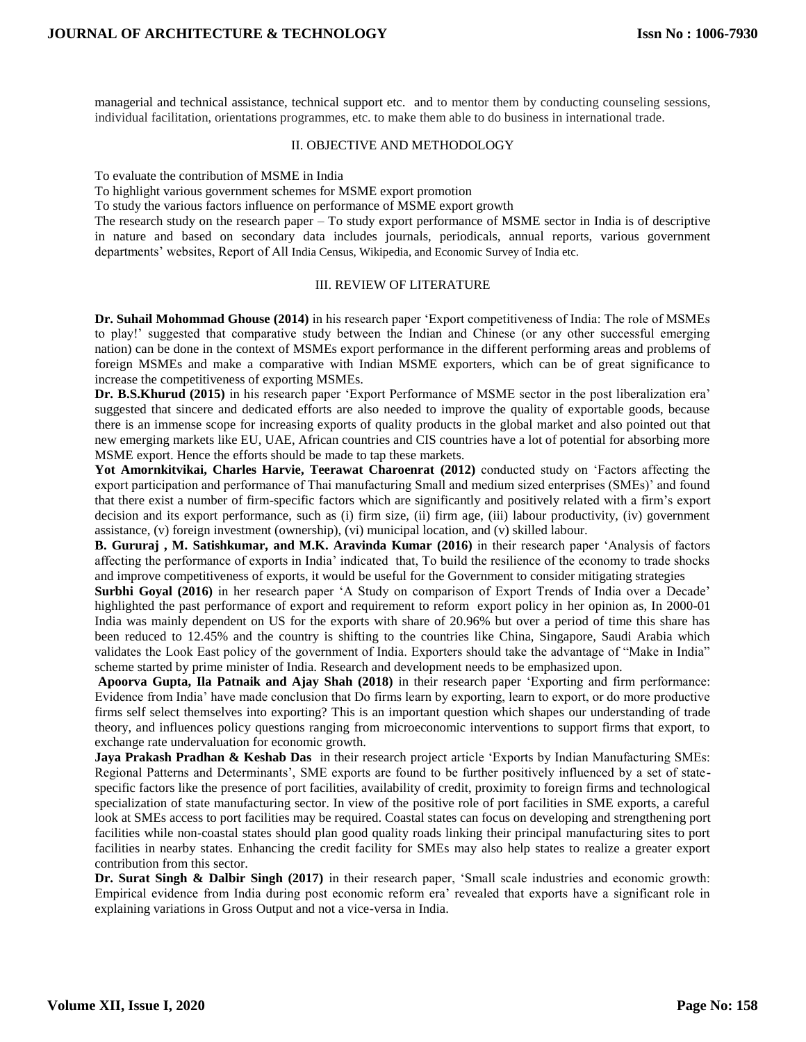managerial and technical assistance, technical support etc. and to mentor them by conducting counseling sessions, individual facilitation, orientations programmes, etc. to make them able to do business in international trade.

## II. OBJECTIVE AND METHODOLOGY

To evaluate the contribution of MSME in India

To highlight various government schemes for MSME export promotion

To study the various factors influence on performance of MSME export growth

The research study on the research paper – To study export performance of MSME sector in India is of descriptive in nature and based on secondary data includes journals, periodicals, annual reports, various government departments' websites, Report of All India Census, Wikipedia, and Economic Survey of India etc.

## III. REVIEW OF LITERATURE

**Dr. Suhail Mohommad Ghouse (2014)** in his research paper 'Export competitiveness of India: The role of MSMEs to play!' suggested that comparative study between the Indian and Chinese (or any other successful emerging nation) can be done in the context of MSMEs export performance in the different performing areas and problems of foreign MSMEs and make a comparative with Indian MSME exporters, which can be of great significance to increase the competitiveness of exporting MSMEs.

**Dr. B.S.Khurud (2015)** in his research paper 'Export Performance of MSME sector in the post liberalization era' suggested that sincere and dedicated efforts are also needed to improve the quality of exportable goods, because there is an immense scope for increasing exports of quality products in the global market and also pointed out that new emerging markets like EU, UAE, African countries and CIS countries have a lot of potential for absorbing more MSME export. Hence the efforts should be made to tap these markets.

**Yot Amornkitvikai, Charles Harvie, Teerawat Charoenrat (2012)** conducted study on 'Factors affecting the export participation and performance of Thai manufacturing Small and medium sized enterprises (SMEs)' and found that there exist a number of firm-specific factors which are significantly and positively related with a firm's export decision and its export performance, such as (i) firm size, (ii) firm age, (iii) labour productivity, (iv) government assistance, (v) foreign investment (ownership), (vi) municipal location, and (v) skilled labour.

**B. Gururaj , M. Satishkumar, and M.K. Aravinda Kumar (2016)** in their research paper 'Analysis of factors affecting the performance of exports in India' indicated that, To build the resilience of the economy to trade shocks and improve competitiveness of exports, it would be useful for the Government to consider mitigating strategies

**Surbhi Goyal (2016)** in her research paper 'A Study on comparison of Export Trends of India over a Decade' highlighted the past performance of export and requirement to reform export policy in her opinion as, In 2000-01 India was mainly dependent on US for the exports with share of 20.96% but over a period of time this share has been reduced to 12.45% and the country is shifting to the countries like China, Singapore, Saudi Arabia which validates the Look East policy of the government of India. Exporters should take the advantage of "Make in India" scheme started by prime minister of India. Research and development needs to be emphasized upon.

**Apoorva Gupta, Ila Patnaik and Ajay Shah (2018)** in their research paper 'Exporting and firm performance: Evidence from India' have made conclusion that Do firms learn by exporting, learn to export, or do more productive firms self select themselves into exporting? This is an important question which shapes our understanding of trade theory, and influences policy questions ranging from microeconomic interventions to support firms that export, to exchange rate undervaluation for economic growth.

**Jaya Prakash Pradhan & Keshab Das** in their research project article 'Exports by Indian Manufacturing SMEs: Regional Patterns and Determinants', SME exports are found to be further positively influenced by a set of state-specific factors like the presence of port facilities, availability of credit, proximity to foreign firms and technological specialization of state manufacturing sector. In view of the positive role of port facilities in SME exports, a careful look at SMEs access to port facilities may be required. Coastal states can focus on developing and strengthening port facilities while non-coastal states should plan good quality roads linking their principal manufacturing sites to port facilities in nearby states. Enhancing the credit facility for SMEs may also help states to realize a greater export contribution from this sector.

**Dr. Surat Singh & Dalbir Singh (2017)** in their research paper, 'Small scale industries and economic growth: Empirical evidence from India during post economic reform era' revealed that exports have a significant role in explaining variations from Gross Output and not a vice-versa in India.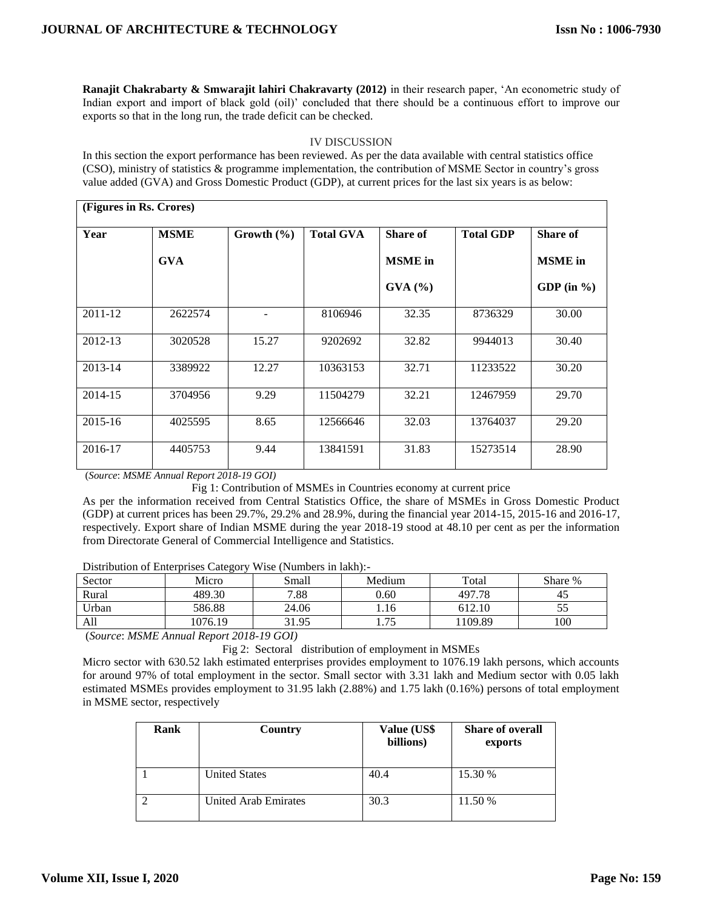**Ranajit Chakrabarty & Smwarajit lahiri Chakravarty (2012)** in their research paper, 'An econometric study of Indian export and import of black gold (oil)' concluded that there should be a continuous effort to improve our exports so that in the long run, the trade deficit can be checked.

## IV DISCUSSION

In this section the export performance has been reviewed. As per the data available with central statistics office (CSO), ministry of statistics & programme implementation, the contribution of MSME Sector in country's gross value added (GVA) and Gross Domestic Product (GDP), at current prices for the last six years is as below:

| **(Figures in Rs. Crores)** | | | | | | |
|---|---|---|---|---|---|---|
| **Year** | **MSME GVA** | **Growth (%)** | **Total GVA** | **Share of MSME in GVA (%)** | **Total GDP** | **Share of MSME in GDP (in %)** |
| 2011-12 | 2622574 | - | 8106946 | 32.35 | 8736329 | 30.00 |
| 2012-13 | 3020528 | 15.27 | 9202692 | 32.82 | 9944013 | 30.40 |
| 2013-14 | 3389922 | 12.27 | 10363153 | 32.71 | 11233522 | 30.20 |
| 2014-15 | 3704956 | 9.29 | 11504279 | 32.21 | 12467959 | 29.70 |
| 2015-16 | 4025595 | 8.65 | 12566646 | 32.03 | 13764037 | 29.20 |
| 2016-17 | 4405753 | 9.44 | 13841591 | 31.83 | 15273514 | 28.90 |

(*Source*: *MSME Annual Report 2018-19 GOI)*

Fig 1: Contribution of MSMEs in Countries economy at current price

As per the information received from Central Statistics Office, the share of MSMEs in Gross Domestic Product (GDP) at current prices has been 29.7%, 29.2% and 28.9%, during the financial year 2014-15, 2015-16 and 2016-17, respectively. Export share of Indian MSME during the year 2018-19 stood at 48.10 per cent as per the information from Directorate General of Commercial Intelligence and Statistics.

Distribution of Enterprises Category Wise (Numbers in lakh):-

| Sector | Micro | Small | Medium | Total | Share % |
|---|---|---|---|---|---|
| Rural | 489.30 | 7.88 | 0.60 | 497.78 | 45 |
| Urban | 586.88 | 24.06 | 1.16 | 612.10 | 55 |
| All | 1076.19 | 31.95 | 1.75 | 1109.89 | 100 |

(*Source*: *MSME Annual Report 2018-19 GOI)*

Fig 2: Sectoral distribution of employment in MSMEs

Micro sector with 630.52 lakh estimated enterprises provides employment to 1076.19 lakh persons, which accounts for around 97% of total employment in the sector. Small sector with 3.31 lakh and Medium sector with 0.05 lakh estimated MSMEs provides employment to 31.95 lakh (2.88%) and 1.75 lakh (0.16%) persons of total employment in MSME sector, respectively

| **Rank** | **Country** | **Value (US$ billions)** | **Share of overall exports** |
|---|---|---|---|
| 1 | United States | 40.4 | 15.30 % |
| 2 | United Arab Emirates | 30.3 | 11.50 % |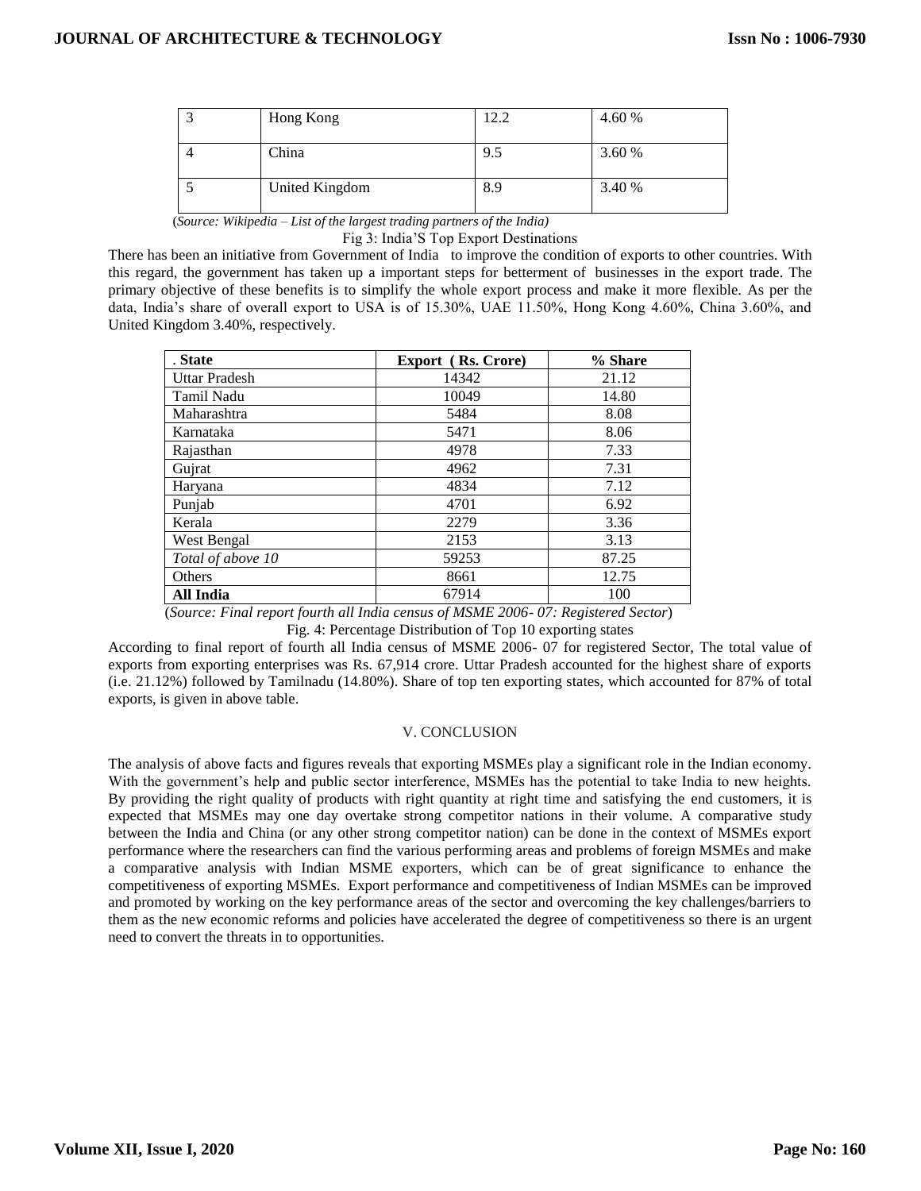| 3 | Hong Kong | 12.2 | 4.60 % |
|---|---|---|---|
| 4 | China | 9.5 | 3.60 % |
| 5 | United Kingdom | 8.9 | 3.40 % |

(*Source: Wikipedia – List of the largest trading partners of the India)*

Fig 3: India'S Top Export Destinations

There has been an initiative from Government of India to improve the condition of exports to other countries. With this regard, the government has taken up a important steps for betterment of businesses in the export trade. The primary objective of these benefits is to simplify the whole export process and make it more flexible. As per the data, India's share of overall export to USA is of 15.30%, UAE 11.50%, Hong Kong 4.60%, China 3.60%, and United Kingdom 3.40%, respectively.

| . **State** | **Export ( Rs. Crore)** | **% Share** |
|---|---|---|
| Uttar Pradesh | 14342 | 21.12 |
| Tamil Nadu | 10049 | 14.80 |
| Maharashtra | 5484 | 8.08 |
| Karnataka | 5471 | 8.06 |
| Rajasthan | 4978 | 7.33 |
| Gujrat | 4962 | 7.31 |
| Haryana | 4834 | 7.12 |
| Punjab | 4701 | 6.92 |
| Kerala | 2279 | 3.36 |
| West Bengal | 2153 | 3.13 |
| *Total of above 10* | 59253 | 87.25 |
| Others | 8661 | 12.75 |
| **All India** | 67914 | 100 |

(*Source: Final report fourth all India census of MSME 2006- 07: Registered Sector*)

Fig. 4: Percentage Distribution of Top 10 exporting states

According to final report of fourth all India census of MSME 2006- 07 for registered Sector, The total value of exports from exporting enterprises was Rs. 67,914 crore. Uttar Pradesh accounted for the highest share of exports (i.e. 21.12%) followed by Tamilnadu (14.80%). Share of top ten exporting states, which accounted for 87% of total exports, is given in above table.

## V. CONCLUSION

The analysis of above facts and figures reveals that exporting MSMEs play a significant role in the Indian economy. With the government's help and public sector interference, MSMEs has the potential to take India to new heights. By providing the right quality of products with right quantity at right time and satisfying the end customers, it is expected that MSMEs may one day overtake strong competitor nations in their volume. A comparative study between the India and China (or any other strong competitor nation) can be done in the context of MSMEs export performance where the researchers can find the various performing areas and problems of foreign MSMEs and make a comparative analysis with Indian MSME exporters, which can be of great significance to enhance the competitiveness of exporting MSMEs. Export performance and competitiveness of Indian MSMEs can be improved and promoted by working on the key performance areas of the sector and overcoming the key challenges/barriers to them as the new economic reforms and policies have accelerated the degree of competitiveness so there is an urgent need to convert the threats in to opportunities.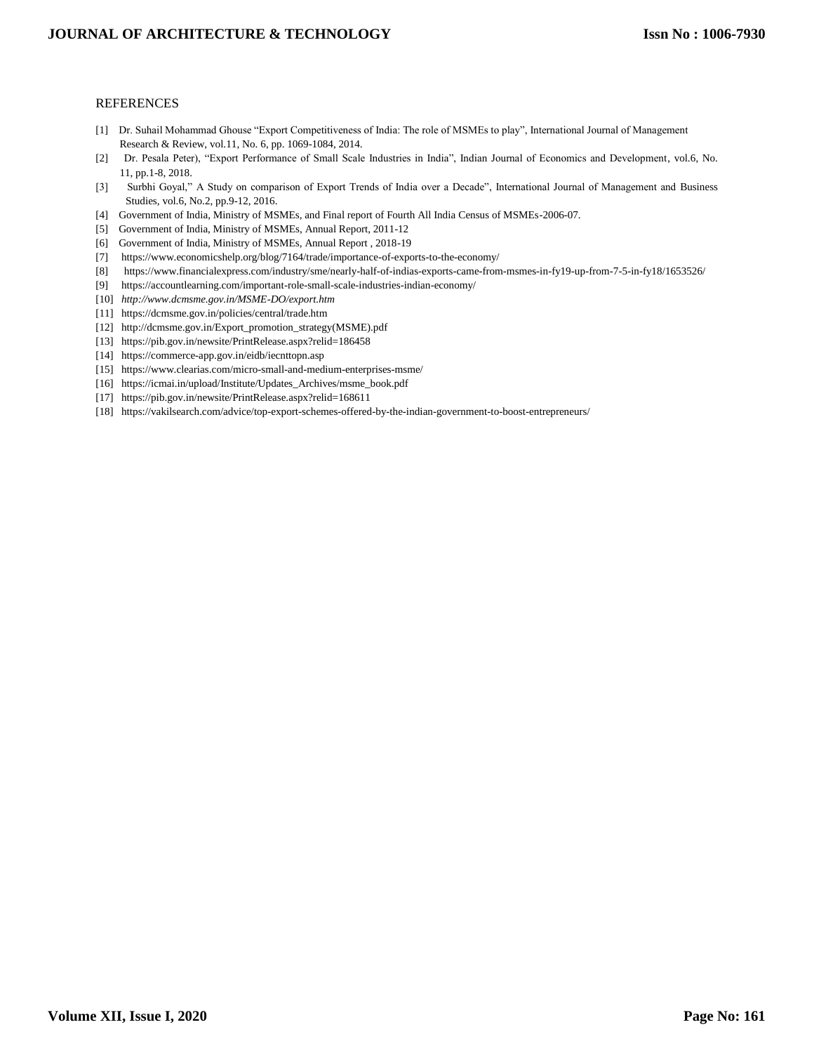## REFERENCES

[1] Dr. Suhail Mohammad Ghouse "Export Competitiveness of India: The role of MSMEs to play", International Journal of Management Research & Review, vol.11, No. 6, pp. 1069-1084, 2014.

[2] Dr. Pesala Peter), "Export Performance of Small Scale Industries in India", Indian Journal of Economics and Development, vol.6, No. 11, pp.1-8, 2018.

[3] Surbhi Goyal," A Study on comparison of Export Trends of India over a Decade", International Journal of Management and Business Studies, vol.6, No.2, pp.9-12, 2016.

[4] Government of India, Ministry of MSMEs, and Final report of Fourth All India Census of MSMEs-2006-07.

[5] Government of India, Ministry of MSMEs, Annual Report, 2011-12

[6] Government of India, Ministry of MSMEs, Annual Report , 2018-19

[7] https://www.economicshelp.org/blog/7164/trade/importance-of-exports-to-the-economy/

[8] https://www.financialexpress.com/industry/sme/nearly-half-of-indias-exports-came-from-msmes-in-fy19-up-from-7-5-in-fy18/1653526/

[9] https://accountlearning.com/important-role-small-scale-industries-indian-economy/

[10] *http://www.dcmsme.gov.in/MSME-DO/export.htm*

[11] https://dcmsme.gov.in/policies/central/trade.htm

[12] http://dcmsme.gov.in/Export_promotion_strategy(MSME).pdf

[13] https://pib.gov.in/newsite/PrintRelease.aspx?relid=186458

[14] https://commerce-app.gov.in/eidb/iecnttopn.asp

[15] https://www.clearias.com/micro-small-and-medium-enterprises-msme/

[16] https://icmai.in/upload/Institute/Updates_Archives/msme_book.pdf

[17] https://pib.gov.in/newsite/PrintRelease.aspx?relid=168611

[18] https://vakilsearch.com/advice/top-export-schemes-offered-by-the-indian-government-to-boost-entrepreneurs/